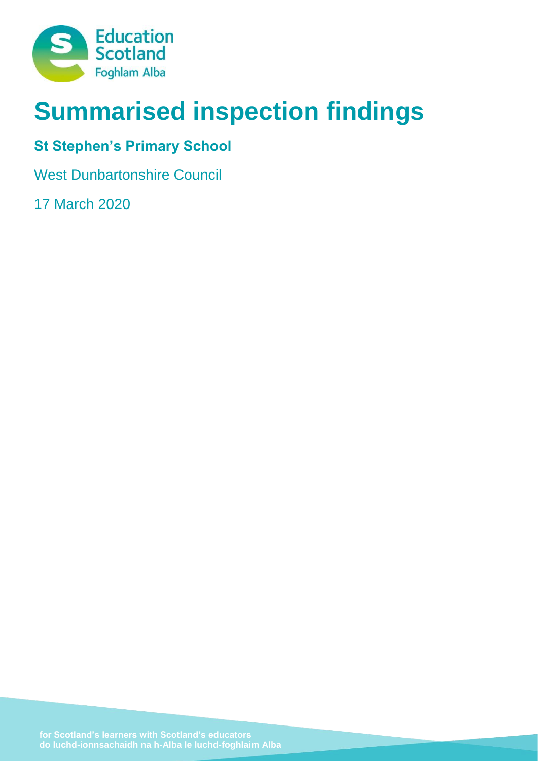Education Scotland
Foghlam Alba

# Summarised inspection findings

## St Stephen's Primary School

West Dunbartonshire Council

17 March 2020

for Scotland's learners with Scotland's educators
do luchd-ionnsachaidh na h-Alba le luchd-foghlaim Alba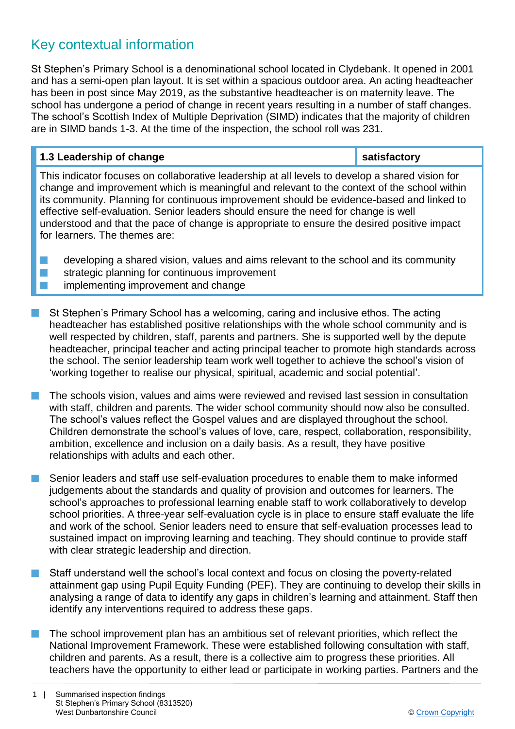## Key contextual information

St Stephen's Primary School is a denominational school located in Clydebank. It opened in 2001 and has a semi-open plan layout. It is set within a spacious outdoor area. An acting headteacher has been in post since May 2019, as the substantive headteacher is on maternity leave. The school has undergone a period of change in recent years resulting in a number of staff changes. The school's Scottish Index of Multiple Deprivation (SIMD) indicates that the majority of children are in SIMD bands 1-3. At the time of the inspection, the school roll was 231.

| **1.3 Leadership of change** | **satisfactory** |
|---|---|

This indicator focuses on collaborative leadership at all levels to develop a shared vision for change and improvement which is meaningful and relevant to the context of the school within its community. Planning for continuous improvement should be evidence-based and linked to effective self-evaluation. Senior leaders should ensure the need for change is well understood and that the pace of change is appropriate to ensure the desired positive impact for learners. The themes are:

- developing a shared vision, values and aims relevant to the school and its community
- strategic planning for continuous improvement
- implementing improvement and change

- St Stephen's Primary School has a welcoming, caring and inclusive ethos. The acting headteacher has established positive relationships with the whole school community and is well respected by children, staff, parents and partners. She is supported well by the depute headteacher, principal teacher and acting principal teacher to promote high standards across the school. The senior leadership team work well together to achieve the school's vision of 'working together to realise our physical, spiritual, academic and social potential'.

- The schools vision, values and aims were reviewed and revised last session in consultation with staff, children and parents. The wider school community should now also be consulted. The school's values reflect the Gospel values and are displayed throughout the school. Children demonstrate the school's values of love, care, respect, collaboration, responsibility, ambition, excellence and inclusion on a daily basis. As a result, they have positive relationships with adults and each other.

- Senior leaders and staff use self-evaluation procedures to enable them to make informed judgements about the standards and quality of provision and outcomes for learners. The school's approaches to professional learning enable staff to work collaboratively to develop school priorities. A three-year self-evaluation cycle is in place to ensure staff evaluate the life and work of the school. Senior leaders need to ensure that self-evaluation processes lead to sustained impact on improving learning and teaching. They should continue to provide staff with clear strategic leadership and direction.

- Staff understand well the school's local context and focus on closing the poverty-related attainment gap using Pupil Equity Funding (PEF). They are continuing to develop their skills in analysing a range of data to identify any gaps in children's learning and attainment. Staff then identify any interventions required to address these gaps.

- The school improvement plan has an ambitious set of relevant priorities, which reflect the National Improvement Framework. These were established following consultation with staff, children and parents. As a result, there is a collective aim to progress these priorities. All teachers have the opportunity to either lead or participate in working parties. Partners and the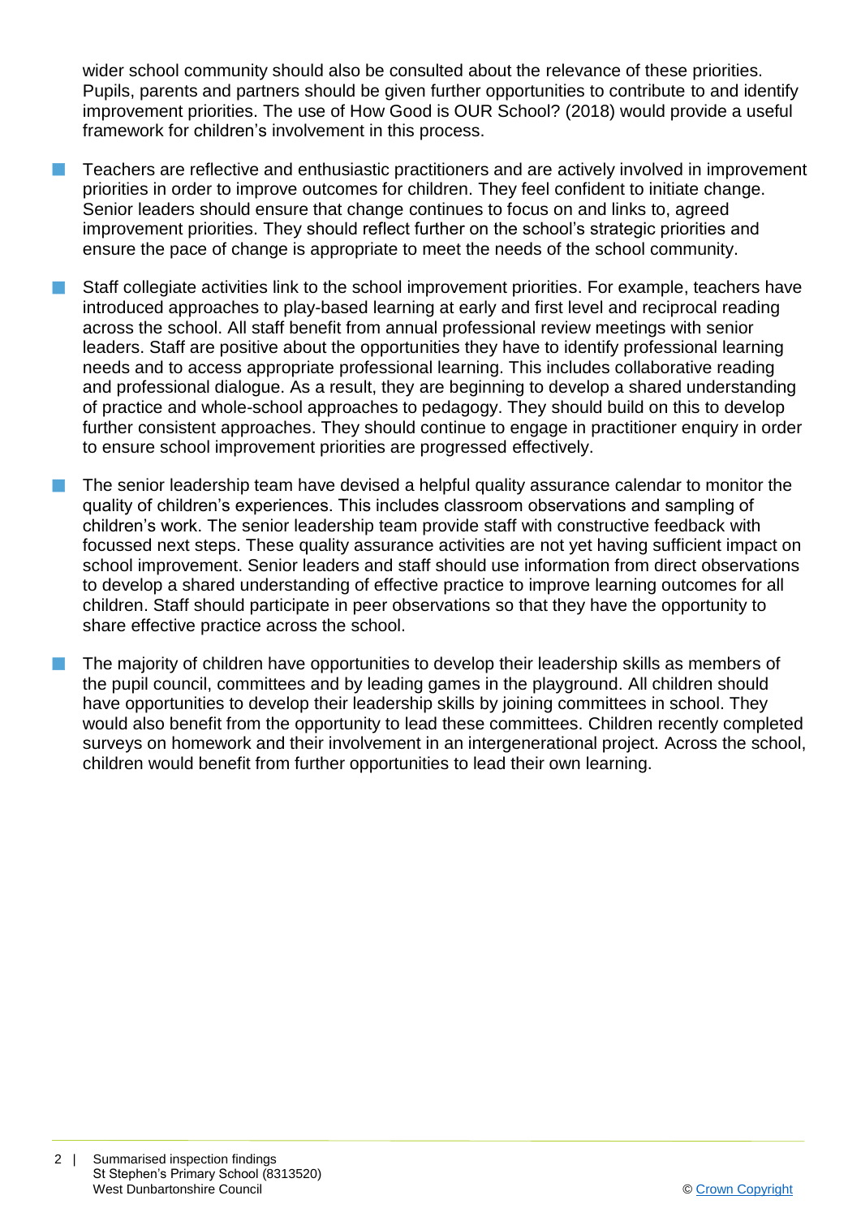wider school community should also be consulted about the relevance of these priorities. Pupils, parents and partners should be given further opportunities to contribute to and identify improvement priorities. The use of How Good is OUR School? (2018) would provide a useful framework for children's involvement in this process.

- Teachers are reflective and enthusiastic practitioners and are actively involved in improvement priorities in order to improve outcomes for children. They feel confident to initiate change. Senior leaders should ensure that change continues to focus on and links to, agreed improvement priorities. They should reflect further on the school's strategic priorities and ensure the pace of change is appropriate to meet the needs of the school community.

- Staff collegiate activities link to the school improvement priorities. For example, teachers have introduced approaches to play-based learning at early and first level and reciprocal reading across the school. All staff benefit from annual professional review meetings with senior leaders. Staff are positive about the opportunities they have to identify professional learning needs and to access appropriate professional learning. This includes collaborative reading and professional dialogue. As a result, they are beginning to develop a shared understanding of practice and whole-school approaches to pedagogy. They should build on this to develop further consistent approaches. They should continue to engage in practitioner enquiry in order to ensure school improvement priorities are progressed effectively.

- The senior leadership team have devised a helpful quality assurance calendar to monitor the quality of children's experiences. This includes classroom observations and sampling of children's work. The senior leadership team provide staff with constructive feedback with focussed next steps. These quality assurance activities are not yet having sufficient impact on school improvement. Senior leaders and staff should use information from direct observations to develop a shared understanding of effective practice to improve learning outcomes for all children. Staff should participate in peer observations so that they have the opportunity to share effective practice across the school.

- The majority of children have opportunities to develop their leadership skills as members of the pupil council, committees and by leading games in the playground. All children should have opportunities to develop their leadership skills by joining committees in school. They would also benefit from the opportunity to lead these committees. Children recently completed surveys on homework and their involvement in an intergenerational project. Across the school, children would benefit from further opportunities to lead their own learning.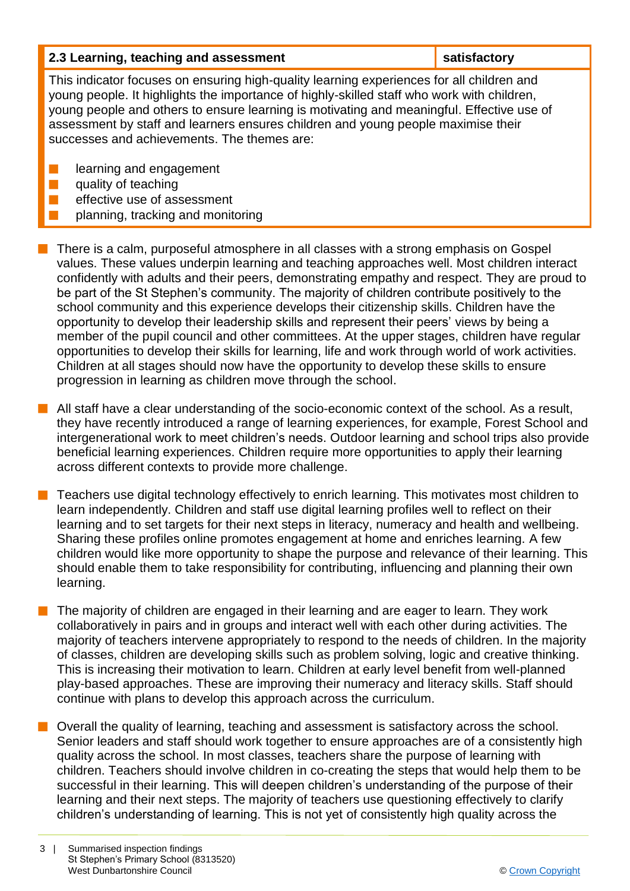| 2.3 Learning, teaching and assessment | satisfactory |
| --- | --- |

This indicator focuses on ensuring high-quality learning experiences for all children and young people. It highlights the importance of highly-skilled staff who work with children, young people and others to ensure learning is motivating and meaningful. Effective use of assessment by staff and learners ensures children and young people maximise their successes and achievements. The themes are:

- learning and engagement
- quality of teaching
- effective use of assessment
- planning, tracking and monitoring

- There is a calm, purposeful atmosphere in all classes with a strong emphasis on Gospel values. These values underpin learning and teaching approaches well. Most children interact confidently with adults and their peers, demonstrating empathy and respect. They are proud to be part of the St Stephen's community. The majority of children contribute positively to the school community and this experience develops their citizenship skills. Children have the opportunity to develop their leadership skills and represent their peers' views by being a member of the pupil council and other committees. At the upper stages, children have regular opportunities to develop their skills for learning, life and work through world of work activities. Children at all stages should now have the opportunity to develop these skills to ensure progression in learning as children move through the school.

- All staff have a clear understanding of the socio-economic context of the school. As a result, they have recently introduced a range of learning experiences, for example, Forest School and intergenerational work to meet children's needs. Outdoor learning and school trips also provide beneficial learning experiences. Children require more opportunities to apply their learning across different contexts to provide more challenge.

- Teachers use digital technology effectively to enrich learning. This motivates most children to learn independently. Children and staff use digital learning profiles well to reflect on their learning and to set targets for their next steps in literacy, numeracy and health and wellbeing. Sharing these profiles online promotes engagement at home and enriches learning. A few children would like more opportunity to shape the purpose and relevance of their learning. This should enable them to take responsibility for contributing, influencing and planning their own learning.

- The majority of children are engaged in their learning and are eager to learn. They work collaboratively in pairs and in groups and interact well with each other during activities. The majority of teachers intervene appropriately to respond to the needs of children. In the majority of classes, children are developing skills such as problem solving, logic and creative thinking. This is increasing their motivation to learn. Children at early level benefit from well-planned play-based approaches. These are improving their numeracy and literacy skills. Staff should continue with plans to develop this approach across the curriculum.

- Overall the quality of learning, teaching and assessment is satisfactory across the school. Senior leaders and staff should work together to ensure approaches are of a consistently high quality across the school. In most classes, teachers share the purpose of learning with children. Teachers should involve children in co-creating the steps that would help them to be successful in their learning. This will deepen children's understanding of the purpose of their learning and their next steps. The majority of teachers use questioning effectively to clarify children's understanding of learning. This is not yet of consistently high quality across the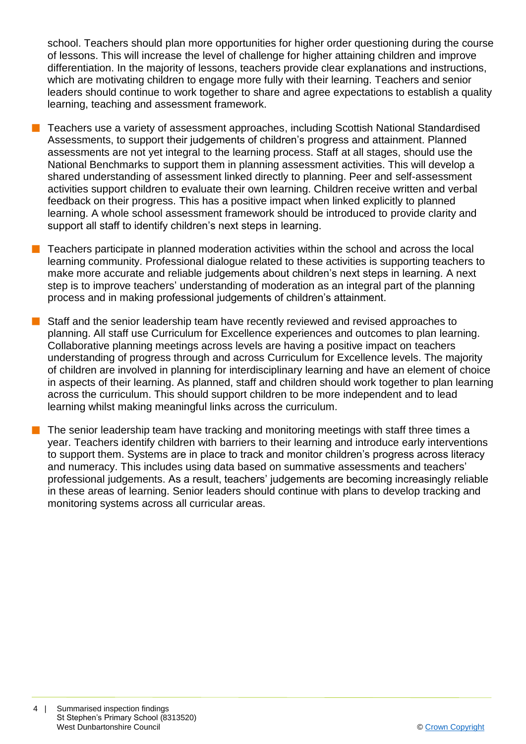school. Teachers should plan more opportunities for higher order questioning during the course of lessons. This will increase the level of challenge for higher attaining children and improve differentiation. In the majority of lessons, teachers provide clear explanations and instructions, which are motivating children to engage more fully with their learning. Teachers and senior leaders should continue to work together to share and agree expectations to establish a quality learning, teaching and assessment framework.

- Teachers use a variety of assessment approaches, including Scottish National Standardised Assessments, to support their judgements of children's progress and attainment. Planned assessments are not yet integral to the learning process. Staff at all stages, should use the National Benchmarks to support them in planning assessment activities. This will develop a shared understanding of assessment linked directly to planning. Peer and self-assessment activities support children to evaluate their own learning. Children receive written and verbal feedback on their progress. This has a positive impact when linked explicitly to planned learning. A whole school assessment framework should be introduced to provide clarity and support all staff to identify children's next steps in learning.

- Teachers participate in planned moderation activities within the school and across the local learning community. Professional dialogue related to these activities is supporting teachers to make more accurate and reliable judgements about children's next steps in learning. A next step is to improve teachers' understanding of moderation as an integral part of the planning process and in making professional judgements of children's attainment.

- Staff and the senior leadership team have recently reviewed and revised approaches to planning. All staff use Curriculum for Excellence experiences and outcomes to plan learning. Collaborative planning meetings across levels are having a positive impact on teachers understanding of progress through and across Curriculum for Excellence levels. The majority of children are involved in planning for interdisciplinary learning and have an element of choice in aspects of their learning. As planned, staff and children should work together to plan learning across the curriculum. This should support children to be more independent and to lead learning whilst making meaningful links across the curriculum.

- The senior leadership team have tracking and monitoring meetings with staff three times a year. Teachers identify children with barriers to their learning and introduce early interventions to support them. Systems are in place to track and monitor children's progress across literacy and numeracy. This includes using data based on summative assessments and teachers' professional judgements. As a result, teachers' judgements are becoming increasingly reliable in these areas of learning. Senior leaders should continue with plans to develop tracking and monitoring systems across all curricular areas.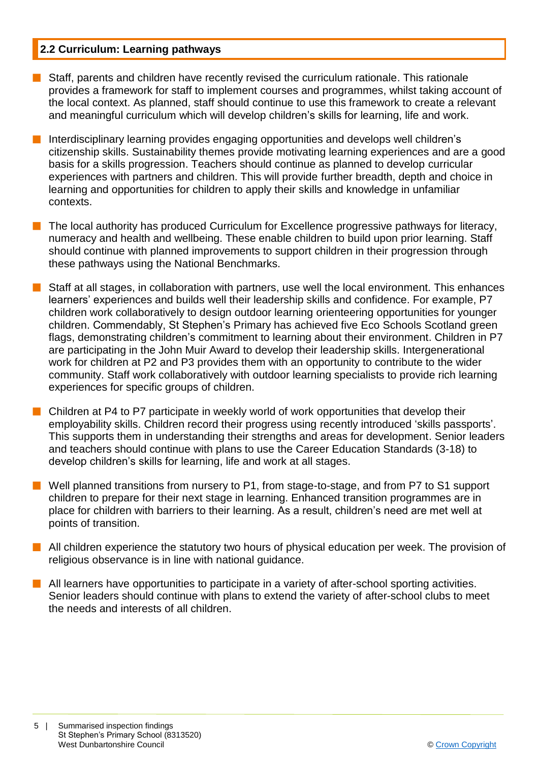## 2.2 Curriculum: Learning pathways

- Staff, parents and children have recently revised the curriculum rationale. This rationale provides a framework for staff to implement courses and programmes, whilst taking account of the local context. As planned, staff should continue to use this framework to create a relevant and meaningful curriculum which will develop children's skills for learning, life and work.
- Interdisciplinary learning provides engaging opportunities and develops well children's citizenship skills. Sustainability themes provide motivating learning experiences and are a good basis for a skills progression. Teachers should continue as planned to develop curricular experiences with partners and children. This will provide further breadth, depth and choice in learning and opportunities for children to apply their skills and knowledge in unfamiliar contexts.
- The local authority has produced Curriculum for Excellence progressive pathways for literacy, numeracy and health and wellbeing. These enable children to build upon prior learning. Staff should continue with planned improvements to support children in their progression through these pathways using the National Benchmarks.
- Staff at all stages, in collaboration with partners, use well the local environment. This enhances learners' experiences and builds well their leadership skills and confidence. For example, P7 children work collaboratively to design outdoor learning orienteering opportunities for younger children. Commendably, St Stephen's Primary has achieved five Eco Schools Scotland green flags, demonstrating children's commitment to learning about their environment. Children in P7 are participating in the John Muir Award to develop their leadership skills. Intergenerational work for children at P2 and P3 provides them with an opportunity to contribute to the wider community. Staff work collaboratively with outdoor learning specialists to provide rich learning experiences for specific groups of children.
- Children at P4 to P7 participate in weekly world of work opportunities that develop their employability skills. Children record their progress using recently introduced 'skills passports'. This supports them in understanding their strengths and areas for development. Senior leaders and teachers should continue with plans to use the Career Education Standards (3-18) to develop children's skills for learning, life and work at all stages.
- Well planned transitions from nursery to P1, from stage-to-stage, and from P7 to S1 support children to prepare for their next stage in learning. Enhanced transition programmes are in place for children with barriers to their learning. As a result, children's need are met well at points of transition.
- All children experience the statutory two hours of physical education per week. The provision of religious observance is in line with national guidance.
- All learners have opportunities to participate in a variety of after-school sporting activities. Senior leaders should continue with plans to extend the variety of after-school clubs to meet the needs and interests of all children.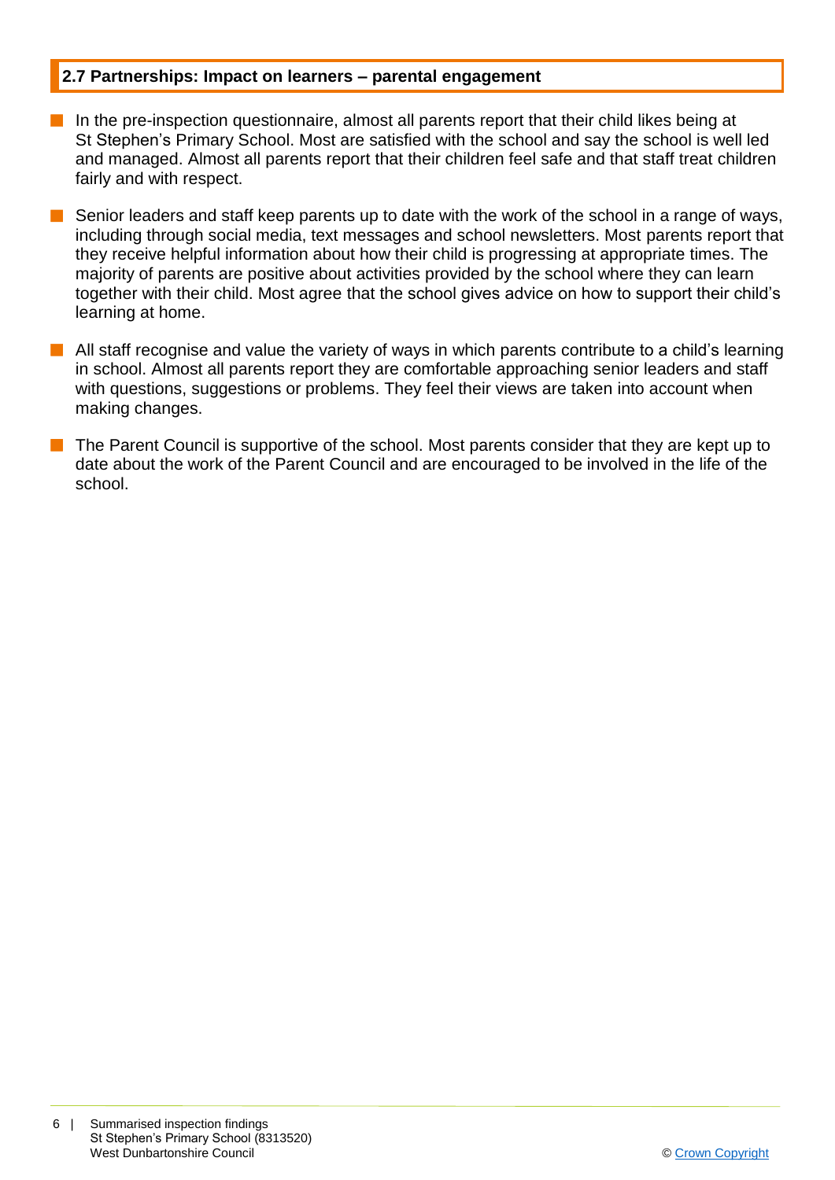### 2.7 Partnerships: Impact on learners – parental engagement

- In the pre-inspection questionnaire, almost all parents report that their child likes being at St Stephen's Primary School. Most are satisfied with the school and say the school is well led and managed. Almost all parents report that their children feel safe and that staff treat children fairly and with respect.
- Senior leaders and staff keep parents up to date with the work of the school in a range of ways, including through social media, text messages and school newsletters. Most parents report that they receive helpful information about how their child is progressing at appropriate times. The majority of parents are positive about activities provided by the school where they can learn together with their child. Most agree that the school gives advice on how to support their child's learning at home.
- All staff recognise and value the variety of ways in which parents contribute to a child's learning in school. Almost all parents report they are comfortable approaching senior leaders and staff with questions, suggestions or problems. They feel their views are taken into account when making changes.
- The Parent Council is supportive of the school. Most parents consider that they are kept up to date about the work of the Parent Council and are encouraged to be involved in the life of the school.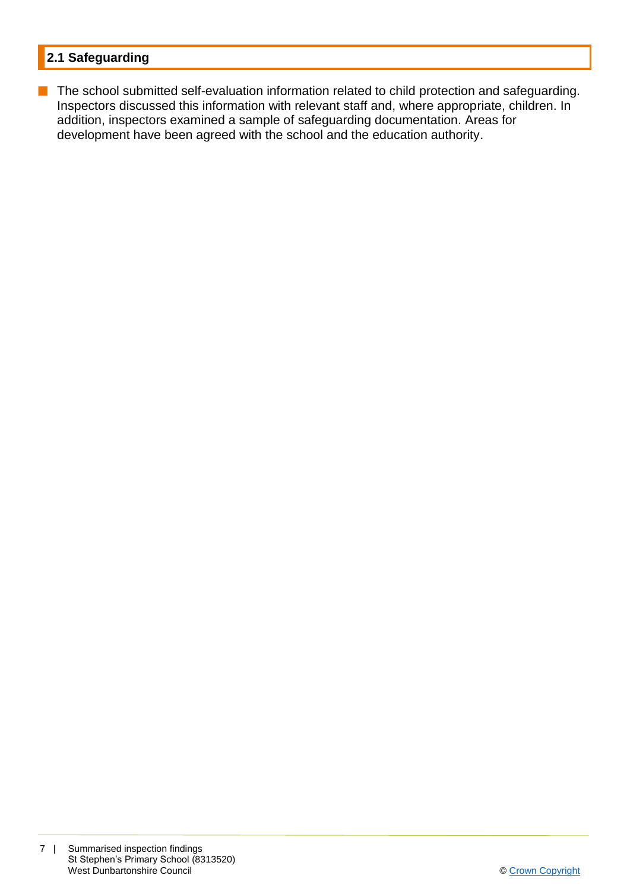## 2.1 Safeguarding

- The school submitted self-evaluation information related to child protection and safeguarding. Inspectors discussed this information with relevant staff and, where appropriate, children. In addition, inspectors examined a sample of safeguarding documentation. Areas for development have been agreed with the school and the education authority.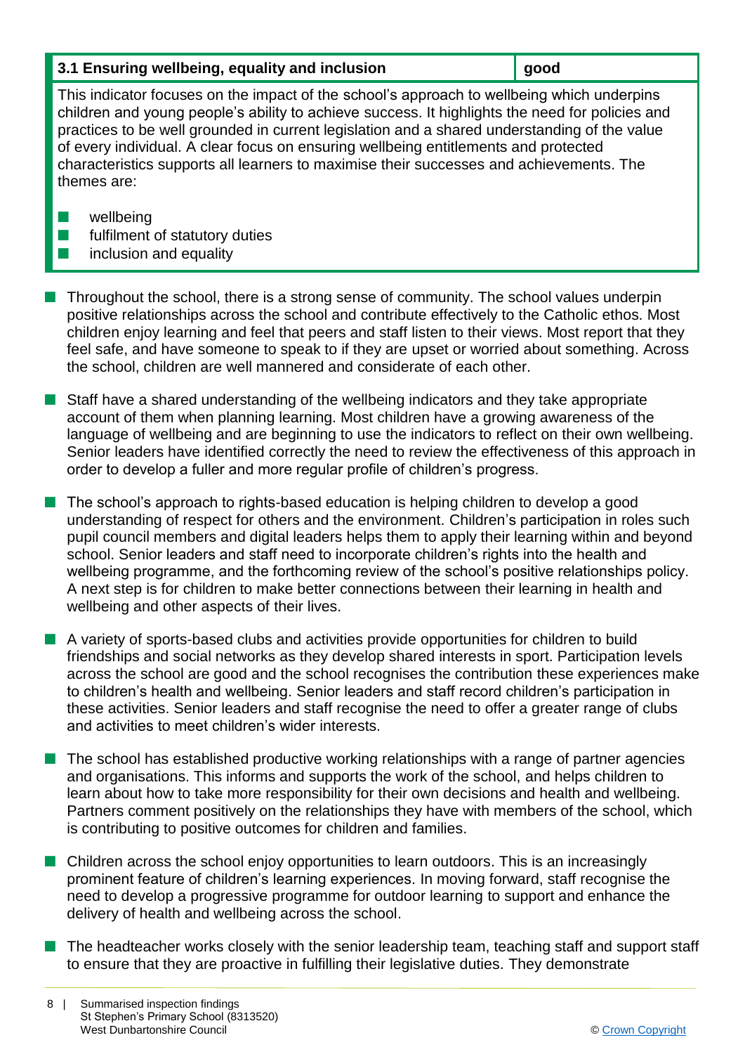| 3.1 Ensuring wellbeing, equality and inclusion | good |
| --- | --- |

This indicator focuses on the impact of the school's approach to wellbeing which underpins children and young people's ability to achieve success. It highlights the need for policies and practices to be well grounded in current legislation and a shared understanding of the value of every individual. A clear focus on ensuring wellbeing entitlements and protected characteristics supports all learners to maximise their successes and achievements. The themes are:

- wellbeing
- fulfilment of statutory duties
- inclusion and equality

- Throughout the school, there is a strong sense of community. The school values underpin positive relationships across the school and contribute effectively to the Catholic ethos. Most children enjoy learning and feel that peers and staff listen to their views. Most report that they feel safe, and have someone to speak to if they are upset or worried about something. Across the school, children are well mannered and considerate of each other.

- Staff have a shared understanding of the wellbeing indicators and they take appropriate account of them when planning learning. Most children have a growing awareness of the language of wellbeing and are beginning to use the indicators to reflect on their own wellbeing. Senior leaders have identified correctly the need to review the effectiveness of this approach in order to develop a fuller and more regular profile of children's progress.

- The school's approach to rights-based education is helping children to develop a good understanding of respect for others and the environment. Children's participation in roles such pupil council members and digital leaders helps them to apply their learning within and beyond school. Senior leaders and staff need to incorporate children's rights into the health and wellbeing programme, and the forthcoming review of the school's positive relationships policy. A next step is for children to make better connections between their learning in health and wellbeing and other aspects of their lives.

- A variety of sports-based clubs and activities provide opportunities for children to build friendships and social networks as they develop shared interests in sport. Participation levels across the school are good and the school recognises the contribution these experiences make to children's health and wellbeing. Senior leaders and staff record children's participation in these activities. Senior leaders and staff recognise the need to offer a greater range of clubs and activities to meet children's wider interests.

- The school has established productive working relationships with a range of partner agencies and organisations. This informs and supports the work of the school, and helps children to learn about how to take more responsibility for their own decisions and health and wellbeing. Partners comment positively on the relationships they have with members of the school, which is contributing to positive outcomes for children and families.

- Children across the school enjoy opportunities to learn outdoors. This is an increasingly prominent feature of children's learning experiences. In moving forward, staff recognise the need to develop a progressive programme for outdoor learning to support and enhance the delivery of health and wellbeing across the school.

- The headteacher works closely with the senior leadership team, teaching staff and support staff to ensure that they are proactive in fulfilling their legislative duties. They demonstrate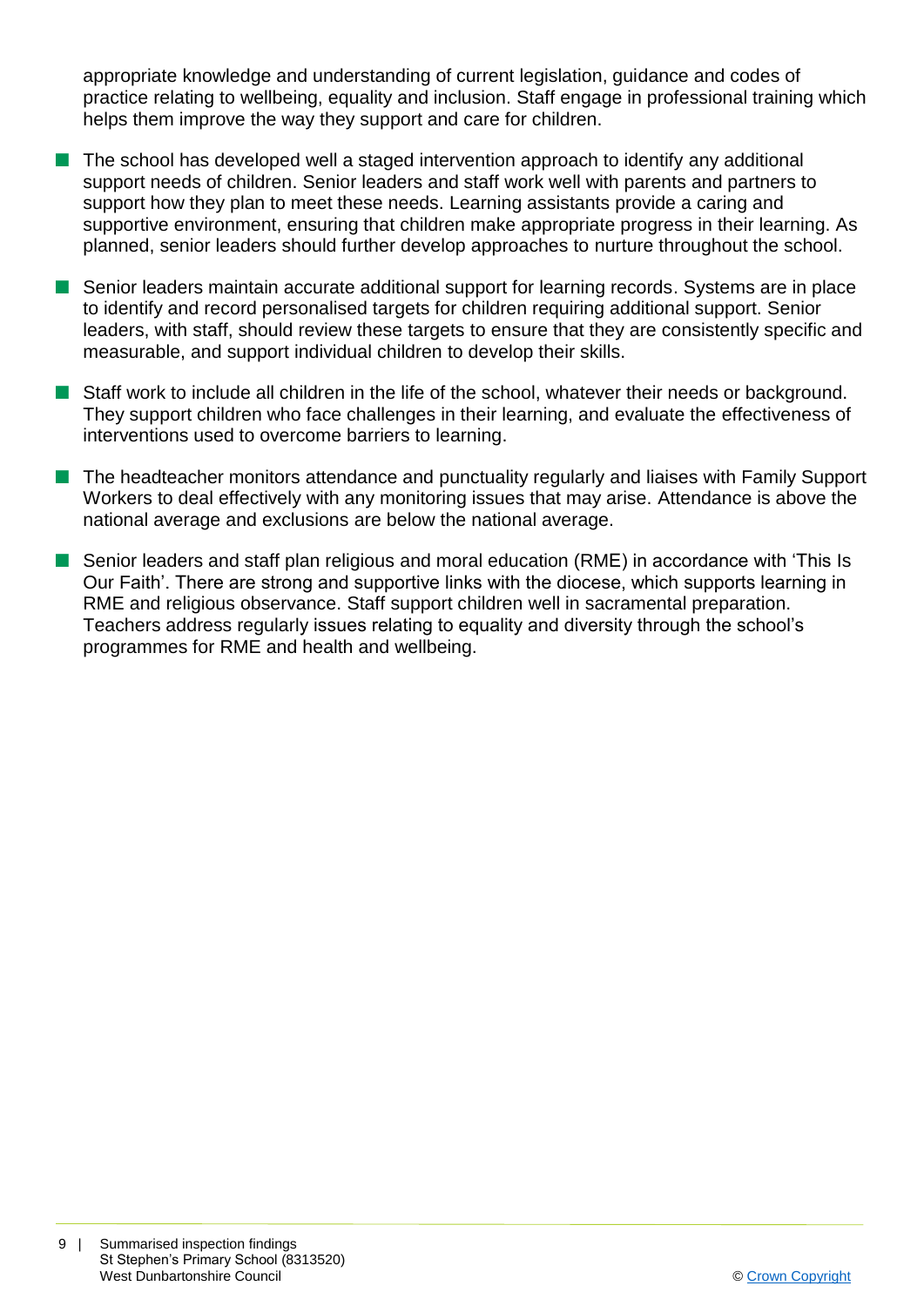appropriate knowledge and understanding of current legislation, guidance and codes of practice relating to wellbeing, equality and inclusion. Staff engage in professional training which helps them improve the way they support and care for children.

- The school has developed well a staged intervention approach to identify any additional support needs of children. Senior leaders and staff work well with parents and partners to support how they plan to meet these needs. Learning assistants provide a caring and supportive environment, ensuring that children make appropriate progress in their learning. As planned, senior leaders should further develop approaches to nurture throughout the school.
- Senior leaders maintain accurate additional support for learning records. Systems are in place to identify and record personalised targets for children requiring additional support. Senior leaders, with staff, should review these targets to ensure that they are consistently specific and measurable, and support individual children to develop their skills.
- Staff work to include all children in the life of the school, whatever their needs or background. They support children who face challenges in their learning, and evaluate the effectiveness of interventions used to overcome barriers to learning.
- The headteacher monitors attendance and punctuality regularly and liaises with Family Support Workers to deal effectively with any monitoring issues that may arise. Attendance is above the national average and exclusions are below the national average.
- Senior leaders and staff plan religious and moral education (RME) in accordance with 'This Is Our Faith'. There are strong and supportive links with the diocese, which supports learning in RME and religious observance. Staff support children well in sacramental preparation. Teachers address regularly issues relating to equality and diversity through the school's programmes for RME and health and wellbeing.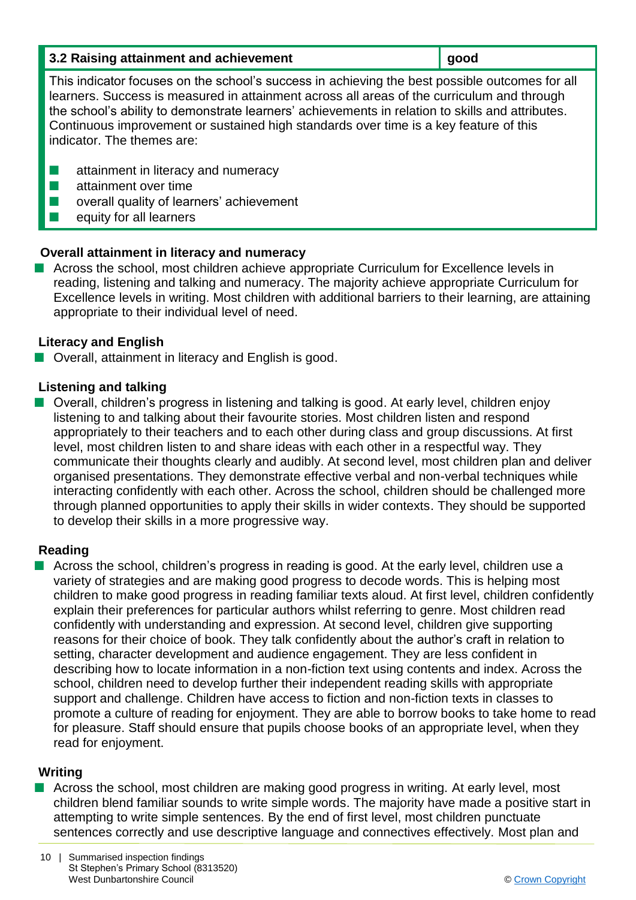| 3.2 Raising attainment and achievement | good |
| --- | --- |

This indicator focuses on the school's success in achieving the best possible outcomes for all learners. Success is measured in attainment across all areas of the curriculum and through the school's ability to demonstrate learners' achievements in relation to skills and attributes. Continuous improvement or sustained high standards over time is a key feature of this indicator. The themes are:

- attainment in literacy and numeracy
- attainment over time
- overall quality of learners' achievement
- equity for all learners

### Overall attainment in literacy and numeracy

- Across the school, most children achieve appropriate Curriculum for Excellence levels in reading, listening and talking and numeracy. The majority achieve appropriate Curriculum for Excellence levels in writing. Most children with additional barriers to their learning, are attaining appropriate to their individual level of need.

### Literacy and English

- Overall, attainment in literacy and English is good.

### Listening and talking

- Overall, children's progress in listening and talking is good. At early level, children enjoy listening to and talking about their favourite stories. Most children listen and respond appropriately to their teachers and to each other during class and group discussions. At first level, most children listen to and share ideas with each other in a respectful way. They communicate their thoughts clearly and audibly. At second level, most children plan and deliver organised presentations. They demonstrate effective verbal and non-verbal techniques while interacting confidently with each other. Across the school, children should be challenged more through planned opportunities to apply their skills in wider contexts. They should be supported to develop their skills in a more progressive way.

### Reading

- Across the school, children's progress in reading is good. At the early level, children use a variety of strategies and are making good progress to decode words. This is helping most children to make good progress in reading familiar texts aloud. At first level, children confidently explain their preferences for particular authors whilst referring to genre. Most children read confidently with understanding and expression. At second level, children give supporting reasons for their choice of book. They talk confidently about the author's craft in relation to setting, character development and audience engagement. They are less confident in describing how to locate information in a non-fiction text using contents and index. Across the school, children need to develop further their independent reading skills with appropriate support and challenge. Children have access to fiction and non-fiction texts in classes to promote a culture of reading for enjoyment. They are able to borrow books to take home to read for pleasure. Staff should ensure that pupils choose books of an appropriate level, when they read for enjoyment.

### Writing

- Across the school, most children are making good progress in writing. At early level, most children blend familiar sounds to write simple words. The majority have made a positive start in attempting to write simple sentences. By the end of first level, most children punctuate sentences correctly and use descriptive language and connectives effectively. Most plan and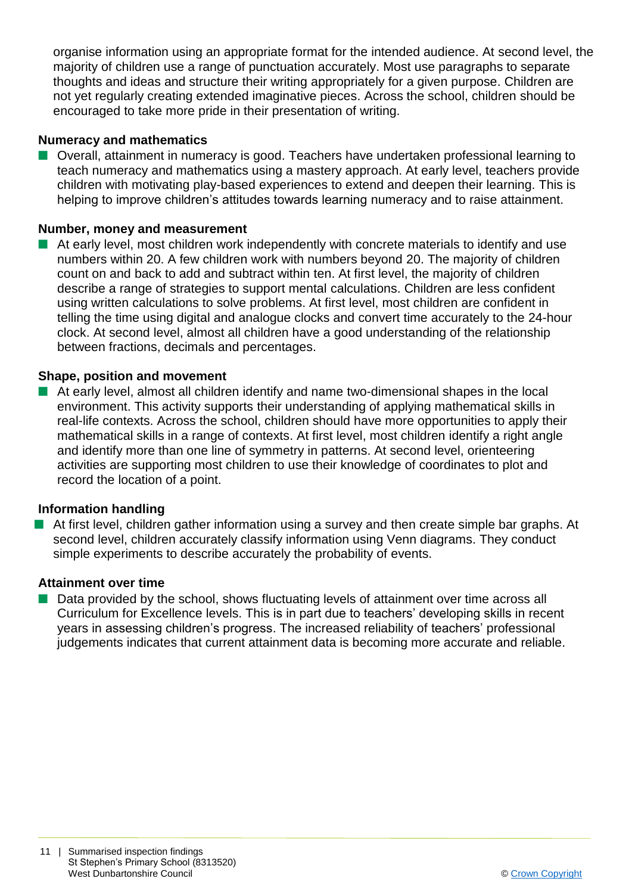organise information using an appropriate format for the intended audience. At second level, the majority of children use a range of punctuation accurately. Most use paragraphs to separate thoughts and ideas and structure their writing appropriately for a given purpose. Children are not yet regularly creating extended imaginative pieces. Across the school, children should be encouraged to take more pride in their presentation of writing.

**Numeracy and mathematics**

- Overall, attainment in numeracy is good. Teachers have undertaken professional learning to teach numeracy and mathematics using a mastery approach. At early level, teachers provide children with motivating play-based experiences to extend and deepen their learning. This is helping to improve children's attitudes towards learning numeracy and to raise attainment.

**Number, money and measurement**

- At early level, most children work independently with concrete materials to identify and use numbers within 20. A few children work with numbers beyond 20. The majority of children count on and back to add and subtract within ten. At first level, the majority of children describe a range of strategies to support mental calculations. Children are less confident using written calculations to solve problems. At first level, most children are confident in telling the time using digital and analogue clocks and convert time accurately to the 24-hour clock. At second level, almost all children have a good understanding of the relationship between fractions, decimals and percentages.

**Shape, position and movement**

- At early level, almost all children identify and name two-dimensional shapes in the local environment. This activity supports their understanding of applying mathematical skills in real-life contexts. Across the school, children should have more opportunities to apply their mathematical skills in a range of contexts. At first level, most children identify a right angle and identify more than one line of symmetry in patterns. At second level, orienteering activities are supporting most children to use their knowledge of coordinates to plot and record the location of a point.

**Information handling**

- At first level, children gather information using a survey and then create simple bar graphs. At second level, children accurately classify information using Venn diagrams. They conduct simple experiments to describe accurately the probability of events.

**Attainment over time**

- Data provided by the school, shows fluctuating levels of attainment over time across all Curriculum for Excellence levels. This is in part due to teachers' developing skills in recent years in assessing children's progress. The increased reliability of teachers' professional judgements indicates that current attainment data is becoming more accurate and reliable.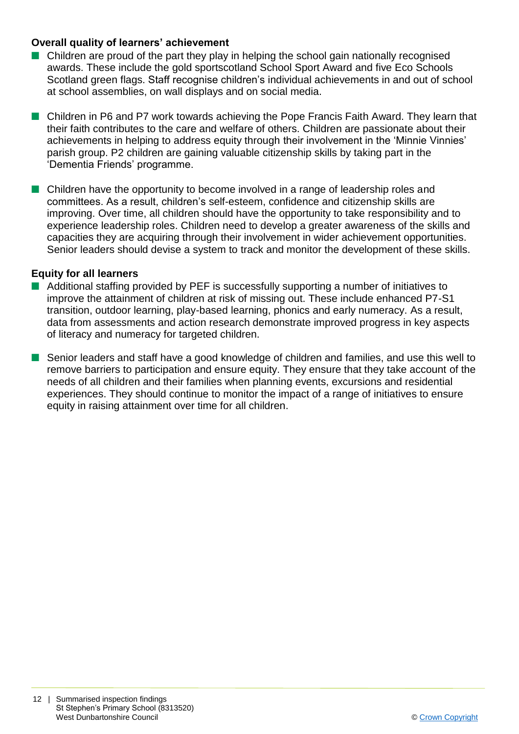### Overall quality of learners' achievement

- Children are proud of the part they play in helping the school gain nationally recognised awards. These include the gold sportscotland School Sport Award and five Eco Schools Scotland green flags. Staff recognise children's individual achievements in and out of school at school assemblies, on wall displays and on social media.

- Children in P6 and P7 work towards achieving the Pope Francis Faith Award. They learn that their faith contributes to the care and welfare of others. Children are passionate about their achievements in helping to address equity through their involvement in the 'Minnie Vinnies' parish group. P2 children are gaining valuable citizenship skills by taking part in the 'Dementia Friends' programme.

- Children have the opportunity to become involved in a range of leadership roles and committees. As a result, children's self-esteem, confidence and citizenship skills are improving. Over time, all children should have the opportunity to take responsibility and to experience leadership roles. Children need to develop a greater awareness of the skills and capacities they are acquiring through their involvement in wider achievement opportunities. Senior leaders should devise a system to track and monitor the development of these skills.

### Equity for all learners

- Additional staffing provided by PEF is successfully supporting a number of initiatives to improve the attainment of children at risk of missing out. These include enhanced P7-S1 transition, outdoor learning, play-based learning, phonics and early numeracy. As a result, data from assessments and action research demonstrate improved progress in key aspects of literacy and numeracy for targeted children.

- Senior leaders and staff have a good knowledge of children and families, and use this well to remove barriers to participation and ensure equity. They ensure that they take account of the needs of all children and their families when planning events, excursions and residential experiences. They should continue to monitor the impact of a range of initiatives to ensure equity in raising attainment over time for all children.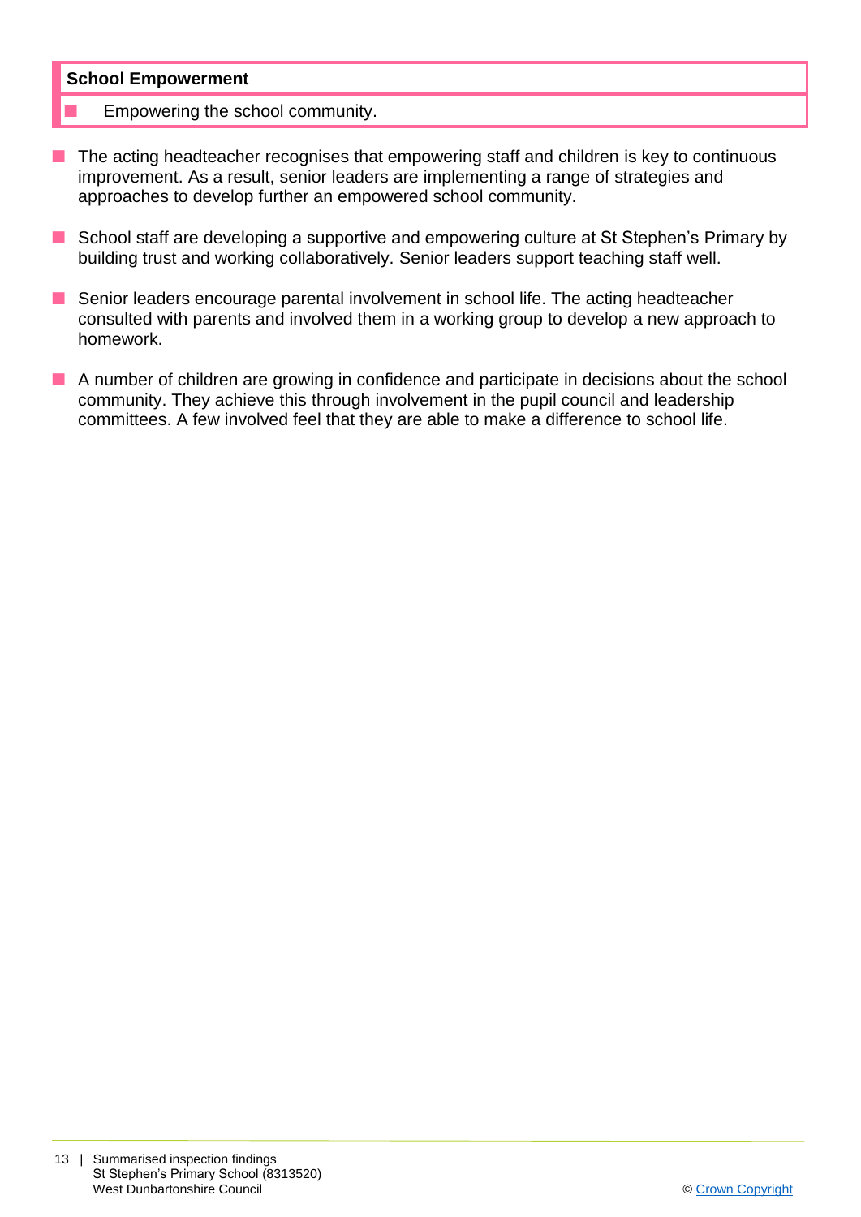| School Empowerment |
| --- |
| Empowering the school community. |

- The acting headteacher recognises that empowering staff and children is key to continuous improvement. As a result, senior leaders are implementing a range of strategies and approaches to develop further an empowered school community.
- School staff are developing a supportive and empowering culture at St Stephen's Primary by building trust and working collaboratively. Senior leaders support teaching staff well.
- Senior leaders encourage parental involvement in school life. The acting headteacher consulted with parents and involved them in a working group to develop a new approach to homework.
- A number of children are growing in confidence and participate in decisions about the school community. They achieve this through involvement in the pupil council and leadership committees. A few involved feel that they are able to make a difference to school life.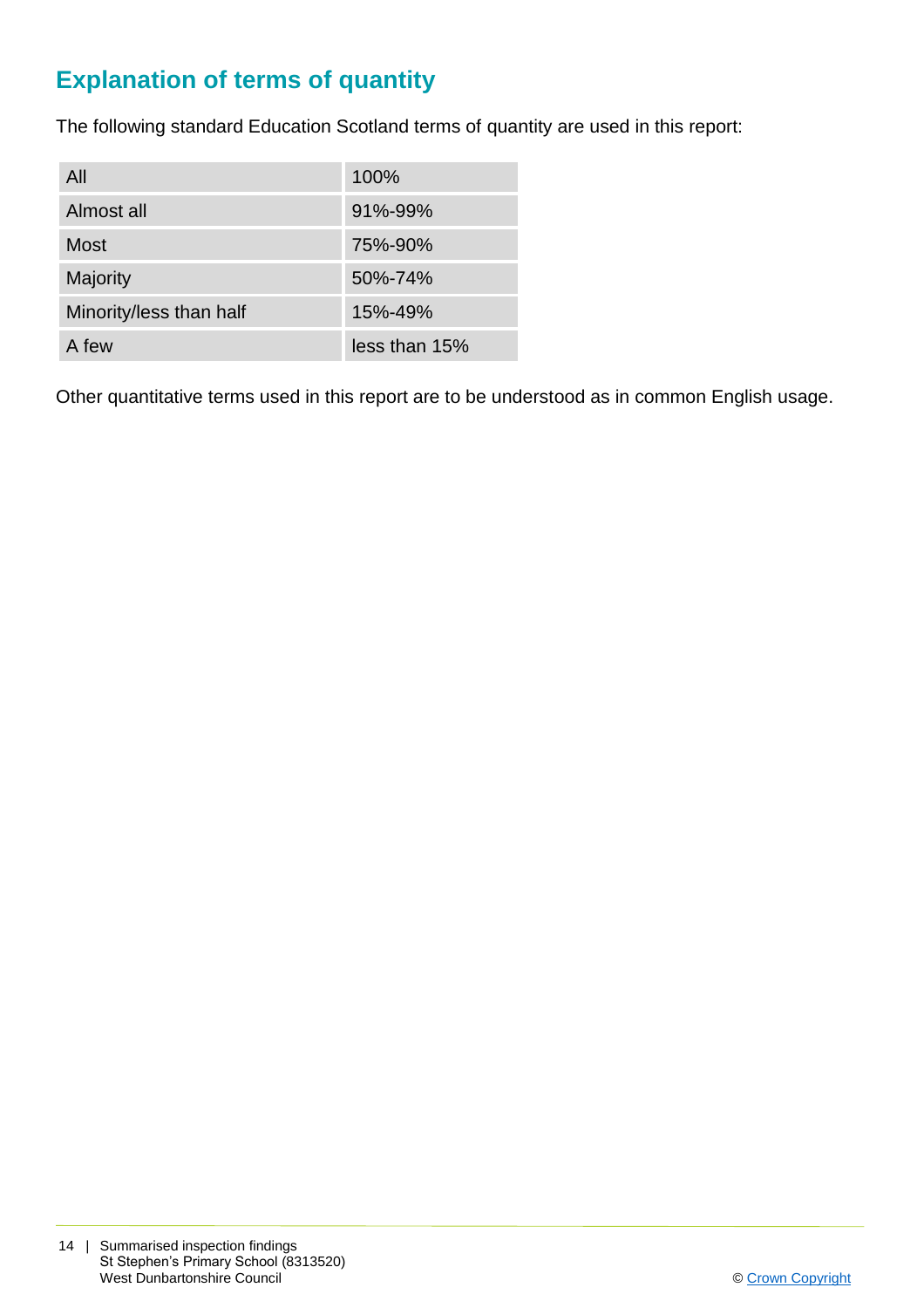## Explanation of terms of quantity

The following standard Education Scotland terms of quantity are used in this report:

| | |
|---|---|
| All | 100% |
| Almost all | 91%-99% |
| Most | 75%-90% |
| Majority | 50%-74% |
| Minority/less than half | 15%-49% |
| A few | less than 15% |

Other quantitative terms used in this report are to be understood as in common English usage.